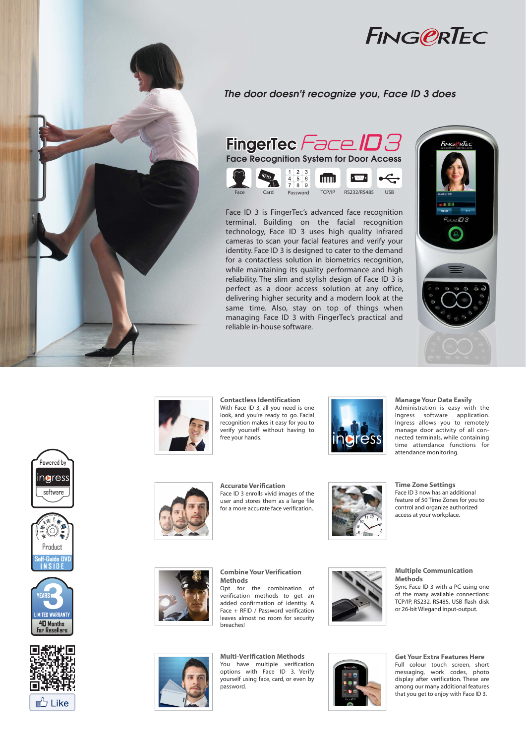# FingerTec

*The door doesn't recognize you, Face ID 3 does*

## FingerTec Face ID 3

### Face Recognition System for Door Access

Face | Card | Password | TCP/IP | RS232/RS485 | USB

Face ID 3 is FingerTec's advanced face recognition terminal. Building on the facial recognition technology, Face ID 3 uses high quality infrared cameras to scan your facial features and verify your identity. Face ID 3 is designed to cater to the demand for a contactless solution in biometrics recognition, while maintaining its quality performance and high reliability. The slim and stylish design of Face ID 3 is perfect as a door access solution at any office, delivering higher security and a modern look at the same time. Also, stay on top of things when managing Face ID 3 with FingerTec's practical and reliable in-house software.

**Contactless Identification**
With Face ID 3, all you need is one look, and you're ready to go. Facial recognition makes it easy for you to verify yourself without having to free your hands.

**Manage Your Data Easily**
Administration is easy with the Ingress software application. Ingress allows you to remotely manage door activity of all connected terminals, while containing time attendance functions for attendance monitoring.

**Accurate Verification**
Face ID 3 enrolls vivid images of the user and stores them as a large file for a more accurate face verification.

**Time Zone Settings**
Face ID 3 now has an additional feature of 50 Time Zones for you to control and organize authorized access at your workplace.

**Combine Your Verification Methods**
Opt for the combination of verification methods to get an added confirmation of identity. A Face + RFID / Password verification leaves almost no room for security breaches!

**Multiple Communication Methods**
Sync Face ID 3 with a PC using one of the many available connections: TCP/IP, RS232, RS485, USB flash disk or 26-bit Wiegand input-output.

**Multi-Verification Methods**
You have multiple verification options with Face ID 3. Verify yourself using face, card, or even by password.

**Get Your Extra Features Here**
Full colour touch screen, short messaging, work codes, photo display after verification. These are among our many additional features that you get to enjoy with Face ID 3.

Powered by ingress software

Product Self-Guide DVD INSIDE

3 YEARS LIMITED WARRANTY
40 Months for Resellers

Like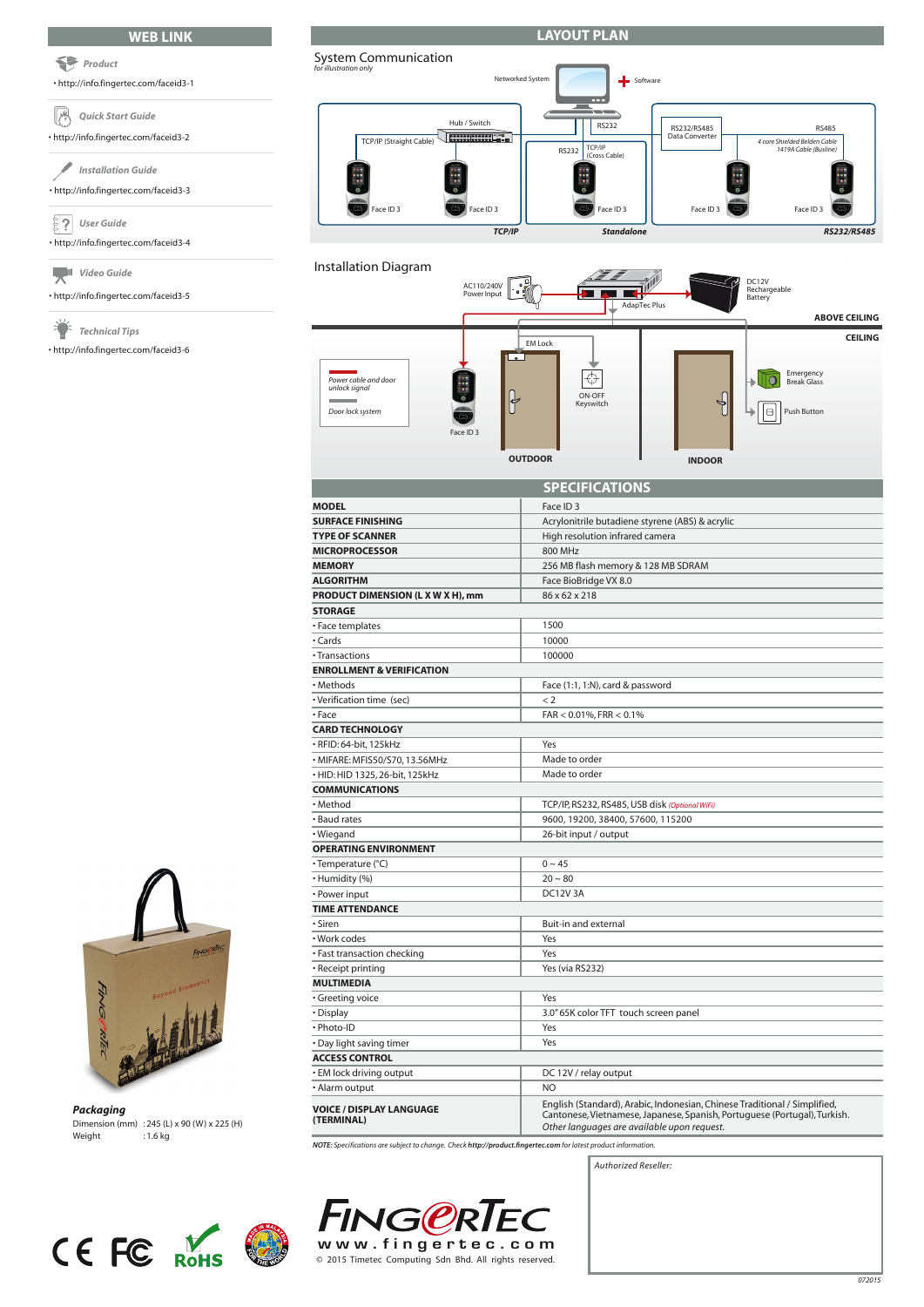## WEB LINK

**Product**
- http://info.fingertec.com/faceid3-1

**Quick Start Guide**
- http://info.fingertec.com/faceid3-2

**Installation Guide**
- http://info.fingertec.com/faceid3-3

**User Guide**
- http://info.fingertec.com/faceid3-4

**Video Guide**
- http://info.fingertec.com/faceid3-5

**Technical Tips**
- http://info.fingertec.com/faceid3-6

## LAYOUT PLAN

### System Communication
*for illustration only*

Networked System
Software
Hub / Switch
TCP/IP (Straight Cable)
RS232
RS232
TCP/IP (Cross Cable)
RS232/RS485 Data Converter
RS485
4 core Shielded Belden Cable 1419A Cable (Busline)
Face ID 3
Face ID 3
Face ID 3
Face ID 3
Face ID 3
*TCP/IP*
*Standalone*
*RS232/RS485*

### Installation Diagram

AC110/240V Power Input
AdapTec Plus
DC12V Rechargeable Battery
ABOVE CEILING
CEILING
EM Lock
ON-OFF Keyswitch
Emergency Break Glass
Push Button
*Power cable and door unlock signal*
*Door lock system*
Face ID 3
OUTDOOR
INDOOR

## SPECIFICATIONS

| | |
|---|---|
| **MODEL** | Face ID 3 |
| **SURFACE FINISHING** | Acrylonitrile butadiene styrene (ABS) & acrylic |
| **TYPE OF SCANNER** | High resolution infrared camera |
| **MICROPROCESSOR** | 800 MHz |
| **MEMORY** | 256 MB flash memory & 128 MB SDRAM |
| **ALGORITHM** | Face BioBridge VX 8.0 |
| **PRODUCT DIMENSION (L X W X H), mm** | 86 x 62 x 218 |
| **STORAGE** | |
| • Face templates | 1500 |
| • Cards | 10000 |
| • Transactions | 100000 |
| **ENROLLMENT & VERIFICATION** | |
| • Methods | Face (1:1, 1:N), card & password |
| • Verification time (sec) | < 2 |
| • Face | FAR < 0.01%, FRR < 0.1% |
| **CARD TECHNOLOGY** | |
| • RFID: 64-bit, 125kHz | Yes |
| • MIFARE: MFIS50/S70, 13.56MHz | Made to order |
| • HID: HID 1325, 26-bit, 125kHz | Made to order |
| **COMMUNICATIONS** | |
| • Method | TCP/IP, RS232, RS485, USB disk *(Optional WiFi)* |
| • Baud rates | 9600, 19200, 38400, 57600, 115200 |
| • Wiegand | 26-bit input / output |
| **OPERATING ENVIRONMENT** | |
| • Temperature (°C) | 0 ~ 45 |
| • Humidity (%) | 20 ~ 80 |
| • Power input | DC12V 3A |
| **TIME ATTENDANCE** | |
| • Siren | Buit-in and external |
| • Work codes | Yes |
| • Fast transaction checking | Yes |
| • Receipt printing | Yes (via RS232) |
| **MULTIMEDIA** | |
| • Greeting voice | Yes |
| • Display | 3.0" 65K color TFT touch screen panel |
| • Photo-ID | Yes |
| • Day light saving timer | Yes |
| **ACCESS CONTROL** | |
| • EM lock driving output | DC 12V / relay output |
| • Alarm output | NO |
| **VOICE / DISPLAY LANGUAGE (TERMINAL)** | English (Standard), Arabic, Indonesian, Chinese Traditional / Simplified, Cantonese, Vietnamese, Japanese, Spanish, Portuguese (Portugal), Turkish. *Other languages are available upon request.* |

***NOTE:** Specifications are subject to change. Check* **http://product.fingertec.com** *for latest product information.*

***Packaging***
Dimension (mm) : 245 (L) x 90 (W) x 225 (H)
Weight : 1.6 kg

*Authorized Reseller:*

FINGERTEC
www.fingertec.com
© 2015 Timetec Computing Sdn Bhd. All rights reserved.

*072015*